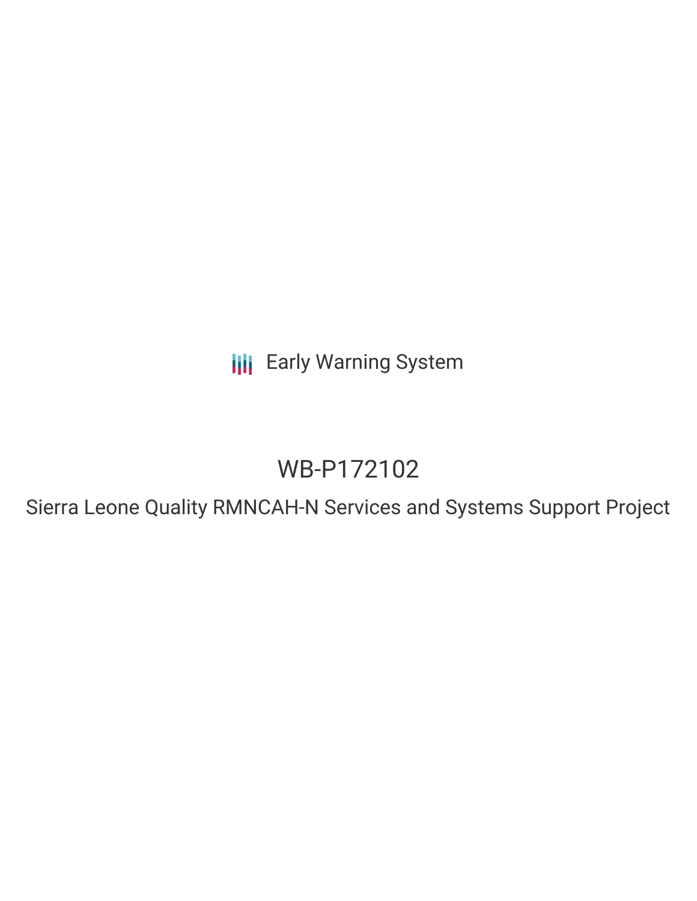Early Warning System

# WB-P172102

## Sierra Leone Quality RMNCAH-N Services and Systems Support Project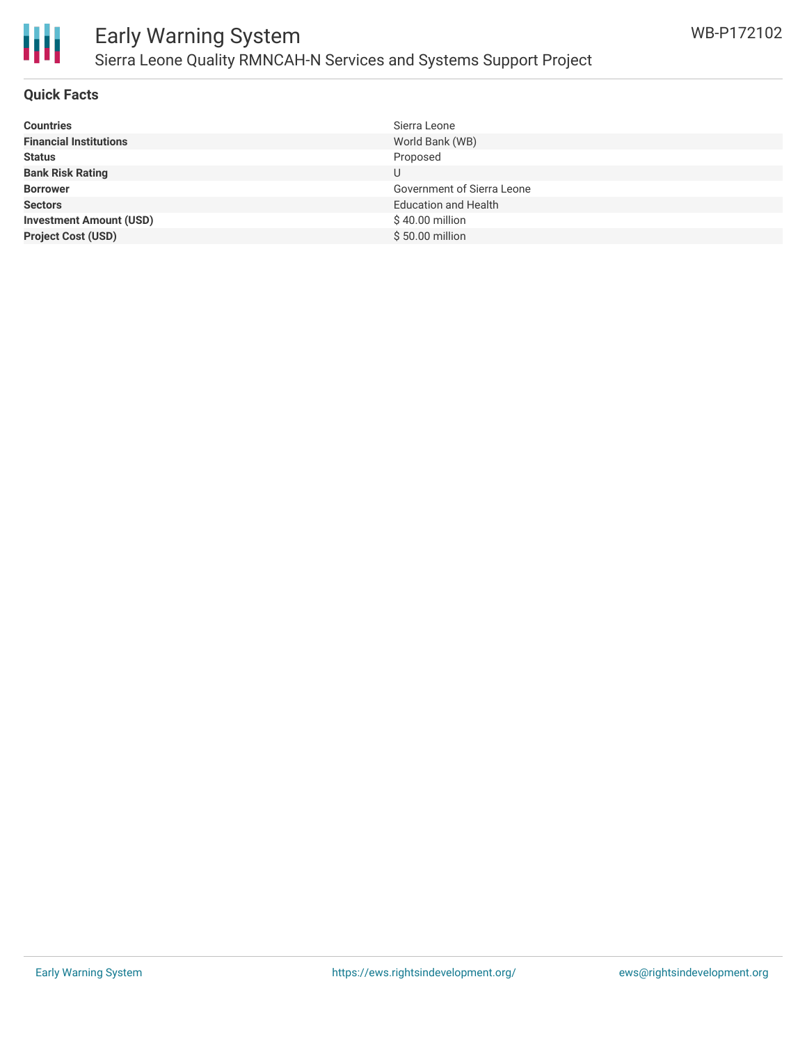# Early Warning System

## Sierra Leone Quality RMNCAH-N Services and Systems Support Project

WB-P172102

### Quick Facts

| | |
|---|---|
| **Countries** | Sierra Leone |
| **Financial Institutions** | World Bank (WB) |
| **Status** | Proposed |
| **Bank Risk Rating** | U |
| **Borrower** | Government of Sierra Leone |
| **Sectors** | Education and Health |
| **Investment Amount (USD)** | $ 40.00 million |
| **Project Cost (USD)** | $ 50.00 million |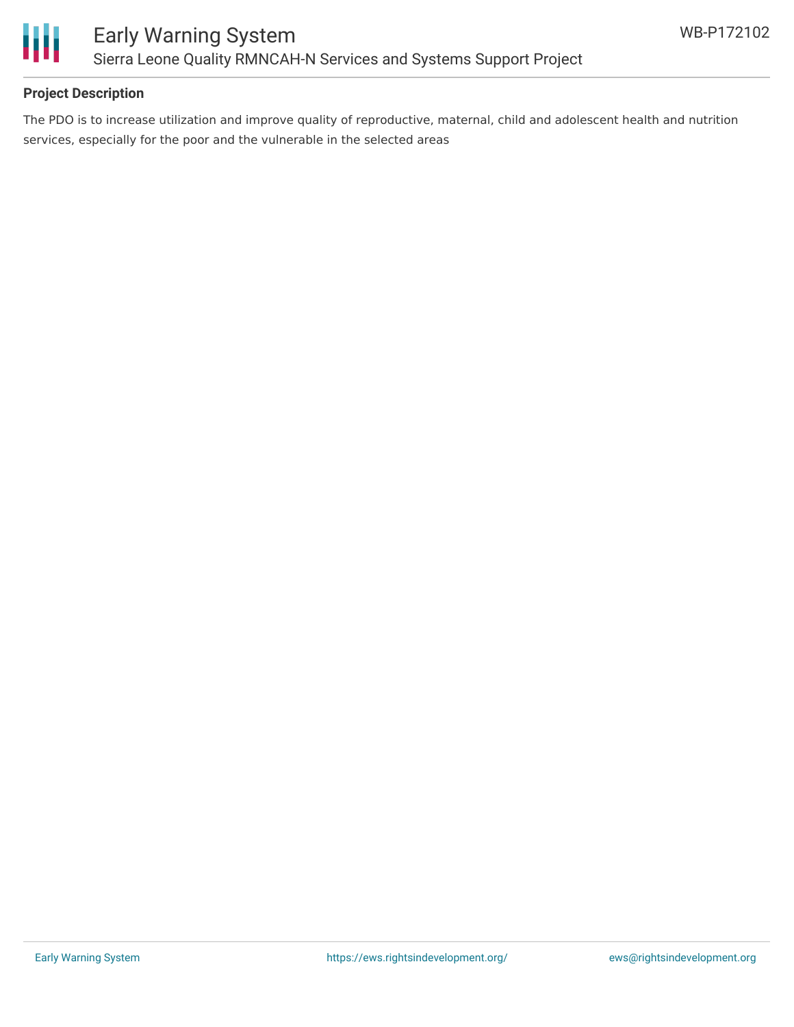**Project Description**

The PDO is to increase utilization and improve quality of reproductive, maternal, child and adolescent health and nutrition services, especially for the poor and the vulnerable in the selected areas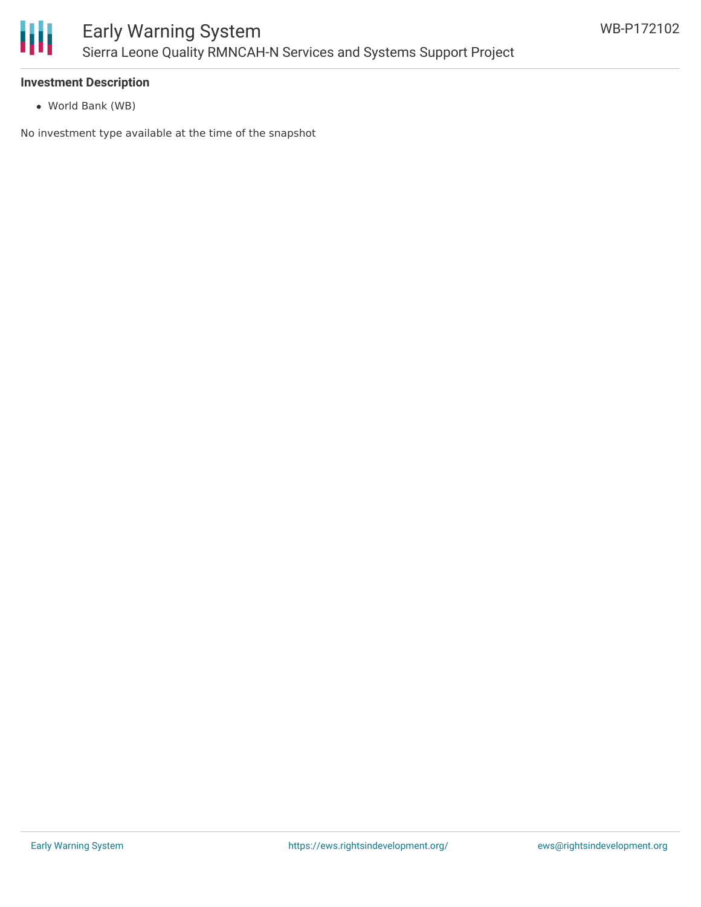### Investment Description

- World Bank (WB)

No investment type available at the time of the snapshot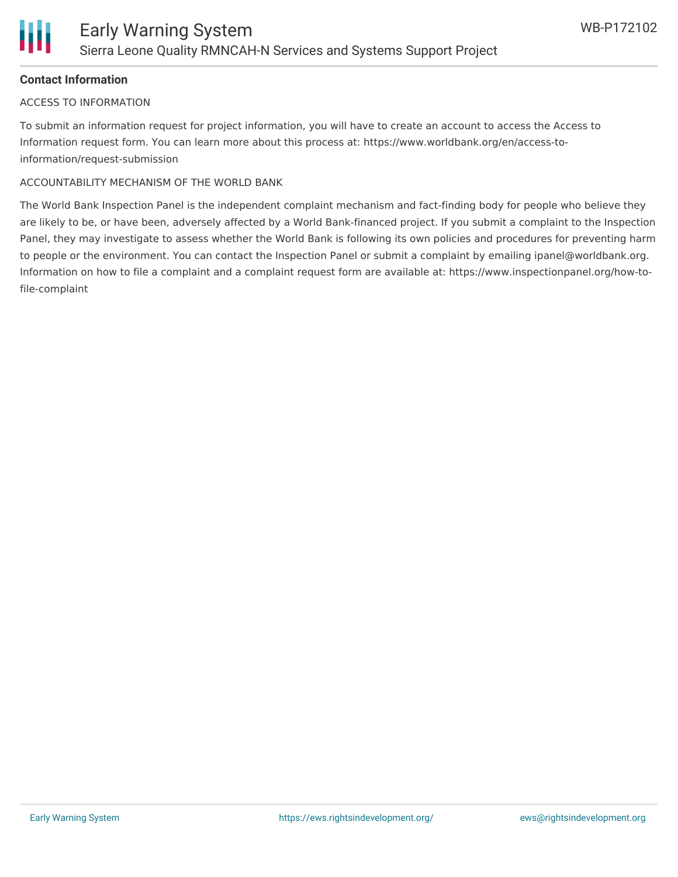**Contact Information**

ACCESS TO INFORMATION

To submit an information request for project information, you will have to create an account to access the Access to Information request form. You can learn more about this process at: https://www.worldbank.org/en/access-to-information/request-submission

ACCOUNTABILITY MECHANISM OF THE WORLD BANK

The World Bank Inspection Panel is the independent complaint mechanism and fact-finding body for people who believe they are likely to be, or have been, adversely affected by a World Bank-financed project. If you submit a complaint to the Inspection Panel, they may investigate to assess whether the World Bank is following its own policies and procedures for preventing harm to people or the environment. You can contact the Inspection Panel or submit a complaint by emailing ipanel@worldbank.org. Information on how to file a complaint and a complaint request form are available at: https://www.inspectionpanel.org/how-to-file-complaint